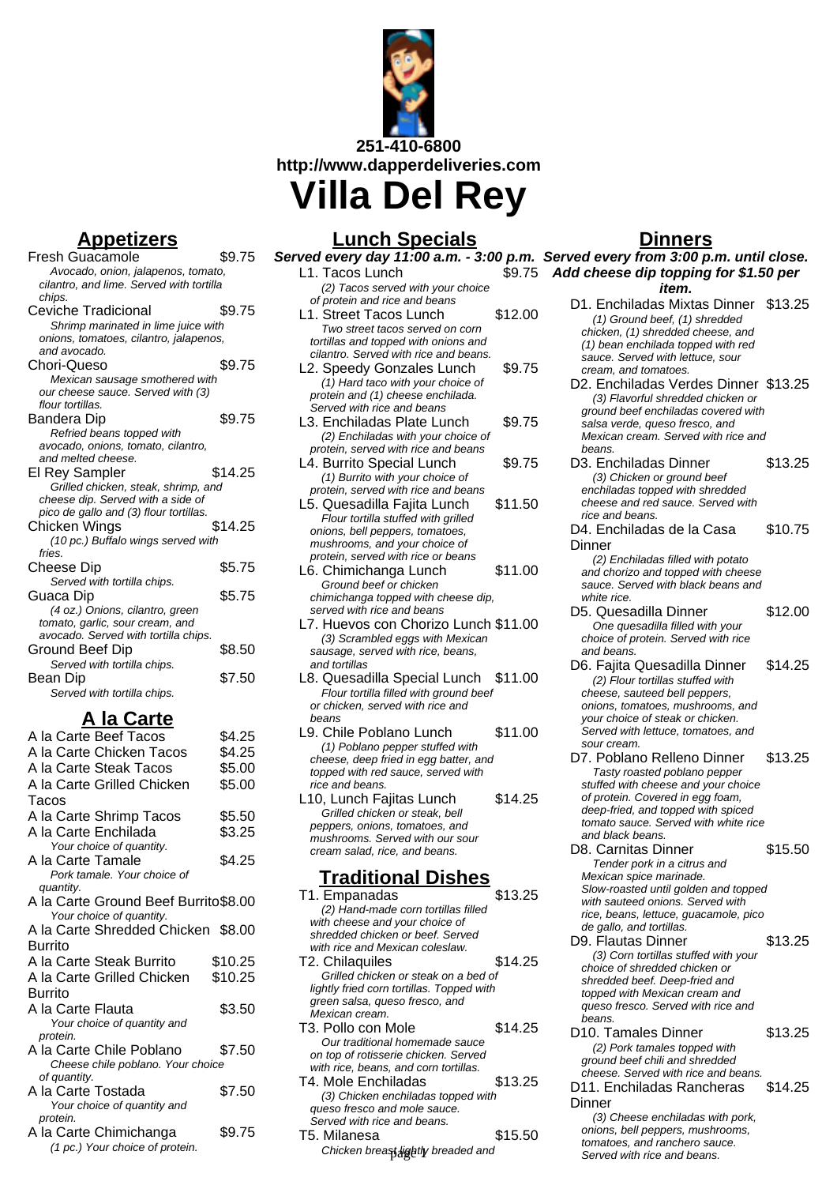251-410-6800
http://www.dapperdeliveries.com

# Villa Del Rey

## Appetizers

**Fresh Guacamole** $9.75
*Avocado, onion, jalapenos, tomato, cilantro, and lime. Served with tortilla chips.*

**Ceviche Tradicional** $9.75
*Shrimp marinated in lime juice with onions, tomatoes, cilantro, jalapenos, and avocado.*

**Chori-Queso** $9.75
*Mexican sausage smothered with our cheese sauce. Served with (3) flour tortillas.*

**Bandera Dip** $9.75
*Refried beans topped with avocado, onions, tomato, cilantro, and melted cheese.*

**El Rey Sampler** $14.25
*Grilled chicken, steak, shrimp, and cheese dip. Served with a side of pico de gallo and (3) flour tortillas.*

**Chicken Wings** $14.25
*(10 pc.) Buffalo wings served with fries.*

**Cheese Dip** $5.75
*Served with tortilla chips.*

**Guaca Dip** $5.75
*(4 oz.) Onions, cilantro, green tomato, garlic, sour cream, and avocado. Served with tortilla chips.*

**Ground Beef Dip** $8.50
*Served with tortilla chips.*

**Bean Dip** $7.50
*Served with tortilla chips.*

## A la Carte

**A la Carte Beef Tacos** $4.25

**A la Carte Chicken Tacos** $4.25

**A la Carte Steak Tacos** $5.00

**A la Carte Grilled Chicken Tacos** $5.00

**A la Carte Shrimp Tacos** $5.50

**A la Carte Enchilada** $3.25
*Your choice of quantity.*

**A la Carte Tamale** $4.25
*Pork tamale. Your choice of quantity.*

**A la Carte Ground Beef Burrito** $8.00
*Your choice of quantity.*

**A la Carte Shredded Chicken Burrito** $8.00

**A la Carte Steak Burrito** $10.25

**A la Carte Grilled Chicken Burrito** $10.25

**A la Carte Flauta** $3.50
*Your choice of quantity and protein.*

**A la Carte Chile Poblano** $7.50
*Cheese chile poblano. Your choice of quantity.*

**A la Carte Tostada** $7.50
*Your choice of quantity and protein.*

**A la Carte Chimichanga** $9.75
*(1 pc.) Your choice of protein.*

## Lunch Specials

***Served every day 11:00 a.m. - 3:00 p.m.***

**L1. Tacos Lunch** $9.75
*(2) Tacos served with your choice of protein and rice and beans*

**L1. Street Tacos Lunch** $12.00
*Two street tacos served on corn tortillas and topped with onions and cilantro. Served with rice and beans.*

**L2. Speedy Gonzales Lunch** $9.75
*(1) Hard taco with your choice of protein and (1) cheese enchilada. Served with rice and beans*

**L3. Enchiladas Plate Lunch** $9.75
*(2) Enchiladas with your choice of protein, served with rice and beans*

**L4. Burrito Special Lunch** $9.75
*(1) Burrito with your choice of protein, served with rice and beans*

**L5. Quesadilla Fajita Lunch** $11.50
*Flour tortilla stuffed with grilled onions, bell peppers, tomatoes, mushrooms, and your choice of protein, served with rice or beans*

**L6. Chimichanga Lunch** $11.00
*Ground beef or chicken chimichanga topped with cheese dip, served with rice and beans*

**L7. Huevos con Chorizo Lunch** $11.00
*(3) Scrambled eggs with Mexican sausage, served with rice, beans, and tortillas*

**L8. Quesadilla Special Lunch** $11.00
*Flour tortilla filled with ground beef or chicken, served with rice and beans*

**L9. Chile Poblano Lunch** $11.00
*(1) Poblano pepper stuffed with cheese, deep fried in egg batter, and topped with red sauce, served with rice and beans.*

**L10, Lunch Fajitas Lunch** $14.25
*Grilled chicken or steak, bell peppers, onions, tomatoes, and mushrooms. Served with our sour cream salad, rice, and beans.*

## Traditional Dishes

**T1. Empanadas** $13.25
*(2) Hand-made corn tortillas filled with cheese and your choice of shredded chicken or beef. Served with rice and Mexican coleslaw.*

**T2. Chilaquiles** $14.25
*Grilled chicken or steak on a bed of lightly fried corn tortillas. Topped with green salsa, queso fresco, and Mexican cream.*

**T3. Pollo con Mole** $14.25
*Our traditional homemade sauce on top of rotisserie chicken. Served with rice, beans, and corn tortillas.*

**T4. Mole Enchiladas** $13.25
*(3) Chicken enchiladas topped with queso fresco and mole sauce. Served with rice and beans.*

**T5. Milanesa** $15.50
*Chicken breast lightly breaded and*

## Dinners

***Served every from 3:00 p.m. until close.***
***Add cheese dip topping for $1.50 per item.***

**D1. Enchiladas Mixtas Dinner** $13.25
*(1) Ground beef, (1) shredded chicken, (1) shredded cheese, and (1) bean enchilada topped with red sauce. Served with lettuce, sour cream, and tomatoes.*

**D2. Enchiladas Verdes Dinner** $13.25
*(3) Flavorful shredded chicken or ground beef enchiladas covered with salsa verde, queso fresco, and Mexican cream. Served with rice and beans.*

**D3. Enchiladas Dinner** $13.25
*(3) Chicken or ground beef enchiladas topped with shredded cheese and red sauce. Served with rice and beans.*

**D4. Enchiladas de la Casa Dinner** $10.75
*(2) Enchiladas filled with potato and chorizo and topped with cheese sauce. Served with black beans and white rice.*

**D5. Quesadilla Dinner** $12.00
*One quesadilla filled with your choice of protein. Served with rice and beans.*

**D6. Fajita Quesadilla Dinner** $14.25
*(2) Flour tortillas stuffed with cheese, sauteed bell peppers, onions, tomatoes, mushrooms, and your choice of steak or chicken. Served with lettuce, tomatoes, and sour cream.*

**D7. Poblano Relleno Dinner** $13.25
*Tasty roasted poblano pepper stuffed with cheese and your choice of protein. Covered in egg foam, deep-fried, and topped with spiced tomato sauce. Served with white rice and black beans.*

**D8. Carnitas Dinner** $15.50
*Tender pork in a citrus and Mexican spice marinade. Slow-roasted until golden and topped with sauteed onions. Served with rice, beans, lettuce, guacamole, pico de gallo, and tortillas.*

**D9. Flautas Dinner** $13.25
*(3) Corn tortillas stuffed with your choice of shredded chicken or shredded beef. Deep-fried and topped with Mexican cream and queso fresco. Served with rice and beans.*

**D10. Tamales Dinner** $13.25
*(2) Pork tamales topped with ground beef chili and shredded cheese. Served with rice and beans.*

**D11. Enchiladas Rancheras Dinner** $14.25
*(3) Cheese enchiladas with pork, onions, bell peppers, mushrooms, tomatoes, and ranchero sauce. Served with rice and beans.*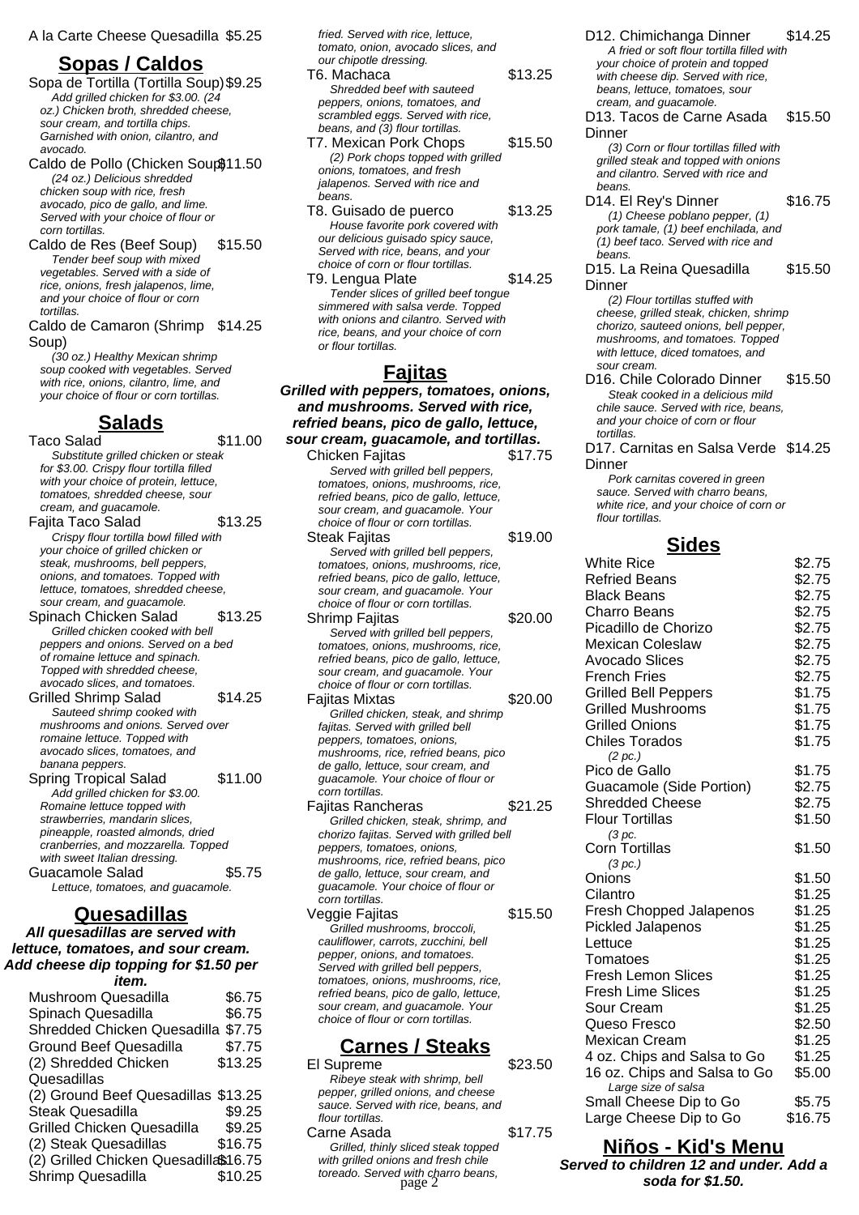A la Carte Cheese Quesadilla $5.25

## Sopas / Caldos

Sopa de Tortilla (Tortilla Soup) $9.25
*Add grilled chicken for $3.00. (24 oz.) Chicken broth, shredded cheese, sour cream, and tortilla chips. Garnished with onion, cilantro, and avocado.*

Caldo de Pollo (Chicken Soup) $11.50
*(24 oz.) Delicious shredded chicken soup with rice, fresh avocado, pico de gallo, and lime. Served with your choice of flour or corn tortillas.*

Caldo de Res (Beef Soup) $15.50
*Tender beef soup with mixed vegetables. Served with a side of rice, onions, fresh jalepenos, lime, and your choice of flour or corn tortillas.*

Caldo de Camaron (Shrimp Soup) $14.25
*(30 oz.) Healthy Mexican shrimp soup cooked with vegetables. Served with rice, onions, cilantro, lime, and your choice of flour or corn tortillas.*

## Salads

Taco Salad $11.00
*Substitute grilled chicken or steak for $3.00. Crispy flour tortilla filled with your choice of protein, lettuce, tomatoes, shredded cheese, sour cream, and guacamole.*

Fajita Taco Salad $13.25
*Crispy flour tortilla bowl filled with your choice of grilled chicken or steak, mushrooms, bell peppers, onions, and tomatoes. Topped with lettuce, tomatoes, shredded cheese, sour cream, and guacamole.*

Spinach Chicken Salad $13.25
*Grilled chicken cooked with bell peppers and onions. Served on a bed of romaine lettuce and spinach. Topped with shredded cheese, avocado slices, and tomatoes.*

Grilled Shrimp Salad $14.25
*Sauteed shrimp cooked with mushrooms and onions. Served over romaine lettuce. Topped with avocado slices, tomatoes, and banana peppers.*

Spring Tropical Salad $11.00
*Add grilled chicken for $3.00. Romaine lettuce topped with strawberries, mandarin slices, pineapple, roasted almonds, dried cranberries, and mozzarella. Topped with sweet Italian dressing.*

Guacamole Salad $5.75
*Lettuce, tomatoes, and guacamole.*

## Quesadillas

***All quesadillas are served with lettuce, tomatoes, and sour cream. Add cheese dip topping for $1.50 per item.***

| Item | Price |
|---|---|
| Mushroom Quesadilla | $6.75 |
| Spinach Quesadilla | $6.75 |
| Shredded Chicken Quesadilla | $7.75 |
| Ground Beef Quesadilla | $7.75 |
| (2) Shredded Chicken Quesadillas | $13.25 |
| (2) Ground Beef Quesadillas | $13.25 |
| Steak Quesadilla | $9.25 |
| Grilled Chicken Quesadilla | $9.25 |
| (2) Steak Quesadillas | $16.75 |
| (2) Grilled Chicken Quesadillas | $16.75 |
| Shrimp Quesadilla | $10.25 |

*fried. Served with rice, lettuce, tomato, onion, avocado slices, and our chipotle dressing.*

T6. Machaca $13.25
*Shredded beef with sauteed peppers, onions, tomatoes, and scrambled eggs. Served with rice, beans, and (3) flour tortillas.*

T7. Mexican Pork Chops $15.50
*(2) Pork chops topped with grilled onions, tomatoes, and fresh jalapenos. Served with rice and beans.*

T8. Guisado de puerco $13.25
*House favorite pork covered with our delicious guisado spicy sauce, Served with rice, beans, and your choice of corn or flour tortillas.*

T9. Lengua Plate $14.25
*Tender slices of grilled beef tongue simmered with salsa verde. Topped with onions and cilantro. Served with rice, beans, and your choice of corn or flour tortillas.*

## Fajitas

***Grilled with peppers, tomatoes, onions, and mushrooms. Served with rice, refried beans, pico de gallo, lettuce, sour cream, guacamole, and tortillas.***

Chicken Fajitas $17.75
*Served with grilled bell peppers, tomatoes, onions, mushrooms, rice, refried beans, pico de gallo, lettuce, sour cream, and guacamole. Your choice of flour or corn tortillas.*

Steak Fajitas $19.00
*Served with grilled bell peppers, tomatoes, onions, mushrooms, rice, refried beans, pico de gallo, lettuce, sour cream, and guacamole. Your choice of flour or corn tortillas.*

Shrimp Fajitas $20.00
*Served with grilled bell peppers, tomatoes, onions, mushrooms, rice, refried beans, pico de gallo, lettuce, sour cream, and guacamole. Your choice of flour or corn tortillas.*

Fajitas Mixtas $20.00
*Grilled chicken, steak, and shrimp fajitas. Served with grilled bell peppers, tomatoes, onions, mushrooms, rice, refried beans, pico de gallo, lettuce, sour cream, and guacamole. Your choice of flour or corn tortillas.*

Fajitas Rancheras $21.25
*Grilled chicken, steak, shrimp, and chorizo fajitas. Served with grilled bell peppers, tomatoes, onions, mushrooms, rice, refried beans, pico de gallo, lettuce, sour cream, and guacamole. Your choice of flour or corn tortillas.*

Veggie Fajitas $15.50
*Grilled mushrooms, broccoli, cauliflower, carrots, zucchini, bell pepper, onions, and tomatoes. Served with grilled bell peppers, tomatoes, onions, mushrooms, rice, refried beans, pico de gallo, lettuce, sour cream, and guacamole. Your choice of flour or corn tortillas.*

## Carnes / Steaks

El Supreme $23.50
*Ribeye steak with shrimp, bell pepper, grilled onions, and cheese sauce. Served with rice, beans, and flour tortillas.*

Carne Asada $17.75
*Grilled, thinly sliced steak topped with grilled onions and fresh chile toreado. Served with charro beans,*

D12. Chimichanga Dinner $14.25
*A fried or soft flour tortilla filled with your choice of protein and topped with cheese dip. Served with rice, beans, lettuce, tomatoes, sour cream, and guacamole.*

D13. Tacos de Carne Asada Dinner $15.50
*(3) Corn or flour tortillas filled with grilled steak and topped with onions and cilantro. Served with rice and beans.*

D14. El Rey's Dinner $16.75
*(1) Cheese poblano pepper, (1) pork tamale, (1) beef enchilada, and (1) beef taco. Served with rice and beans.*

D15. La Reina Quesadilla Dinner $15.50
*(2) Flour tortillas stuffed with cheese, grilled steak, chicken, shrimp chorizo, sauteed onions, bell pepper, mushrooms, and tomatoes. Topped with lettuce, diced tomatoes, and sour cream.*

D16. Chile Colorado Dinner $15.50
*Steak cooked in a delicious mild chile sauce. Served with rice, beans, and your choice of corn or flour tortillas.*

D17. Carnitas en Salsa Verde Dinner $14.25
*Pork carnitas covered in green sauce. Served with charro beans, white rice, and your choice of corn or flour tortillas.*

## Sides

| Item | Price |
|---|---|
| White Rice | $2.75 |
| Refried Beans | $2.75 |
| Black Beans | $2.75 |
| Charro Beans | $2.75 |
| Picadillo de Chorizo | $2.75 |
| Mexican Coleslaw | $2.75 |
| Avocado Slices | $2.75 |
| French Fries | $2.75 |
| Grilled Bell Peppers | $1.75 |
| Grilled Mushrooms | $1.75 |
| Grilled Onions | $1.75 |
| Chiles Torados *(2 pc.)* | $1.75 |
| Pico de Gallo | $1.75 |
| Guacamole (Side Portion) | $2.75 |
| Shredded Cheese | $2.75 |
| Flour Tortillas *(3 pc.* | $1.50 |
| Corn Tortillas *(3 pc.)* | $1.50 |
| Onions | $1.50 |
| Cilantro | $1.25 |
| Fresh Chopped Jalapenos | $1.25 |
| Pickled Jalapenos | $1.25 |
| Lettuce | $1.25 |
| Tomatoes | $1.25 |
| Fresh Lemon Slices | $1.25 |
| Fresh Lime Slices | $1.25 |
| Sour Cream | $1.25 |
| Queso Fresco | $2.50 |
| Mexican Cream | $1.25 |
| 4 oz. Chips and Salsa to Go | $1.25 |
| 16 oz. Chips and Salsa to Go *Large size of salsa* | $5.00 |
| Small Cheese Dip to Go | $5.75 |
| Large Cheese Dip to Go | $16.75 |

## Niños - Kid's Menu

***Served to children 12 and under. Add a soda for $1.50.***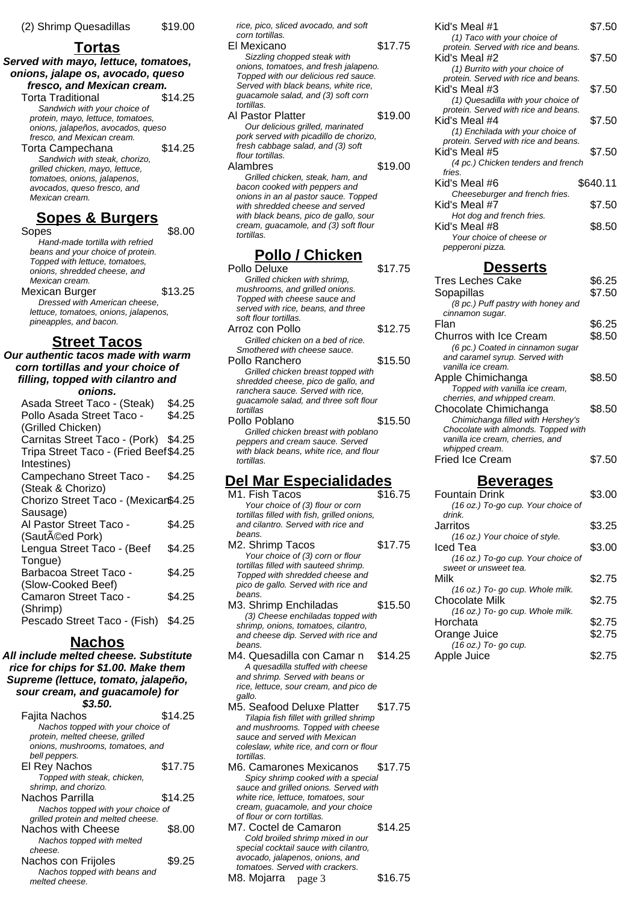(2) Shrimp Quesadillas $19.00

## Tortas

**Served with mayo, lettuce, tomatoes, onions, jalape os, avocado, queso fresco, and Mexican cream.**

Torta Traditional $14.25
*Sandwich with your choice of protein, mayo, lettuce, tomatoes, onions, jalapeños, avocados, queso fresco, and Mexican cream.*

Torta Campechana $14.25
*Sandwich with steak, chorizo, grilled chicken, mayo, lettuce, tomatoes, onions, jalapenos, avocados, queso fresco, and Mexican cream.*

## Sopes & Burgers

Sopes $8.00
*Hand-made tortilla with refried beans and your choice of protein. Topped with lettuce, tomatoes, onions, shredded cheese, and Mexican cream.*

Mexican Burger $13.25
*Dressed with American cheese, lettuce, tomatoes, onions, jalapenos, pineapples, and bacon.*

## Street Tacos

**Our authentic tacos made with warm corn tortillas and your choice of filling, topped with cilantro and onions.**

Asada Street Taco - (Steak) $4.25
Pollo Asada Street Taco - (Grilled Chicken) $4.25
Carnitas Street Taco - (Pork) $4.25
Tripa Street Taco - (Fried Beef Intestines) $4.25
Campechano Street Taco - (Steak & Chorizo) $4.25
Chorizo Street Taco - (Mexican Sausage) $4.25
Al Pastor Street Taco - (SautÃ©ed Pork) $4.25
Lengua Street Taco - (Beef Tongue) $4.25
Barbacoa Street Taco - (Slow-Cooked Beef) $4.25
Camaron Street Taco - (Shrimp) $4.25
Pescado Street Taco - (Fish) $4.25

## Nachos

**All include melted cheese. Substitute rice for chips for $1.00. Make them Supreme (lettuce, tomato, jalapeño, sour cream, and guacamole) for $3.50.**

Fajita Nachos $14.25
*Nachos topped with your choice of protein, melted cheese, grilled onions, mushrooms, tomatoes, and bell peppers.*

El Rey Nachos $17.75
*Topped with steak, chicken, shrimp, and chorizo.*

Nachos Parrilla $14.25
*Nachos topped with your choice of grilled protein and melted cheese.*

Nachos with Cheese $8.00
*Nachos topped with melted cheese.*

Nachos con Frijoles $9.25
*Nachos topped with beans and melted cheese.*

*rice, pico, sliced avocado, and soft corn tortillas.*

El Mexicano $17.75
*Sizzling chopped steak with onions, tomatoes, and fresh jalapeno. Topped with our delicious red sauce. Served with black beans, white rice, guacamole salad, and (3) soft corn tortillas.*

Al Pastor Platter $19.00
*Our delicious grilled, marinated pork served with picadillo de chorizo, fresh cabbage salad, and (3) soft flour tortillas.*

Alambres $19.00
*Grilled chicken, steak, ham, and bacon cooked with peppers and onions in an al pastor sauce. Topped with shredded cheese and served with black beans, pico de gallo, sour cream, guacamole, and (3) soft flour tortillas.*

## Pollo / Chicken

Pollo Deluxe $17.75
*Grilled chicken with shrimp, mushrooms, and grilled onions. Topped with cheese sauce and served with rice, beans, and three soft flour tortillas.*

Arroz con Pollo $12.75
*Grilled chicken on a bed of rice. Smothered with cheese sauce.*

Pollo Ranchero $15.50
*Grilled chicken breast topped with shredded cheese, pico de gallo, and ranchera sauce. Served with rice, guacamole salad, and three soft flour tortillas*

Pollo Poblano $15.50
*Grilled chicken breast with poblano peppers and cream sauce. Served with black beans, white rice, and flour tortillas.*

## Del Mar Especialidades

M1. Fish Tacos $16.75
*Your choice of (3) flour or corn tortillas filled with fish, grilled onions, and cilantro. Served with rice and beans.*

M2. Shrimp Tacos $17.75
*Your choice of (3) corn or flour tortillas filled with sauteed shrimp. Topped with shredded cheese and pico de gallo. Served with rice and beans.*

M3. Shrimp Enchiladas $15.50
*(3) Cheese enchiladas topped with shrimp, onions, tomatoes, cilantro, and cheese dip. Served with rice and beans.*

M4. Quesadilla con Camar n $14.25
*A quesadilla stuffed with cheese and shrimp. Served with beans or rice, lettuce, sour cream, and pico de gallo.*

M5. Seafood Deluxe Platter $17.75
*Tilapia fish fillet with grilled shrimp and mushrooms. Topped with cheese sauce and served with Mexican coleslaw, white rice, and corn or flour tortillas.*

M6. Camarones Mexicanos $17.75
*Spicy shrimp cooked with a special sauce and grilled onions. Served with white rice, lettuce, tomatoes, sour cream, guacamole, and your choice of flour or corn tortillas.*

M7. Coctel de Camaron $14.25
*Cold broiled shrimp mixed in our special cocktail sauce with cilantro, avocado, jalapenos, onions, and tomatoes. Served with crackers.*

M8. Mojarra $16.75

Kid's Meal #1 $7.50
*(1) Taco with your choice of protein. Served with rice and beans.*

Kid's Meal #2 $7.50
*(1) Burrito with your choice of protein. Served with rice and beans.*

Kid's Meal #3 $7.50
*(1) Quesadilla with your choice of protein. Served with rice and beans.*

Kid's Meal #4 $7.50
*(1) Enchilada with your choice of protein. Served with rice and beans.*

Kid's Meal #5 $7.50
*(4 pc.) Chicken tenders and french fries.*

Kid's Meal #6 $640.11
*Cheeseburger and french fries.*

Kid's Meal #7 $7.50
*Hot dog and french fries.*

Kid's Meal #8 $8.50
*Your choice of cheese or pepperoni pizza.*

## Desserts

Tres Leches Cake $6.25

Sopapillas $7.50
*(8 pc.) Puff pastry with honey and cinnamon sugar.*

Flan $6.25

Churros with Ice Cream $8.50
*(6 pc.) Coated in cinnamon sugar and caramel syrup. Served with vanilla ice cream.*

Apple Chimichanga $8.50
*Topped with vanilla ice cream, cherries, and whipped cream.*

Chocolate Chimichanga $8.50
*Chimichanga filled with Hershey's Chocolate with almonds. Topped with vanilla ice cream, cherries, and whipped cream.*

Fried Ice Cream $7.50

## Beverages

Fountain Drink $3.00
*(16 oz.) To-go cup. Your choice of drink.*

Jarritos $3.25
*(16 oz.) Your choice of style.*

Iced Tea $3.00
*(16 oz.) To-go cup. Your choice of sweet or unsweet tea.*

Milk $2.75
*(16 oz.) To- go cup. Whole milk.*

Chocolate Milk $2.75
*(16 oz.) To- go cup. Whole milk.*

Horchata $2.75

Orange Juice $2.75
*(16 oz.) To- go cup.*

Apple Juice $2.75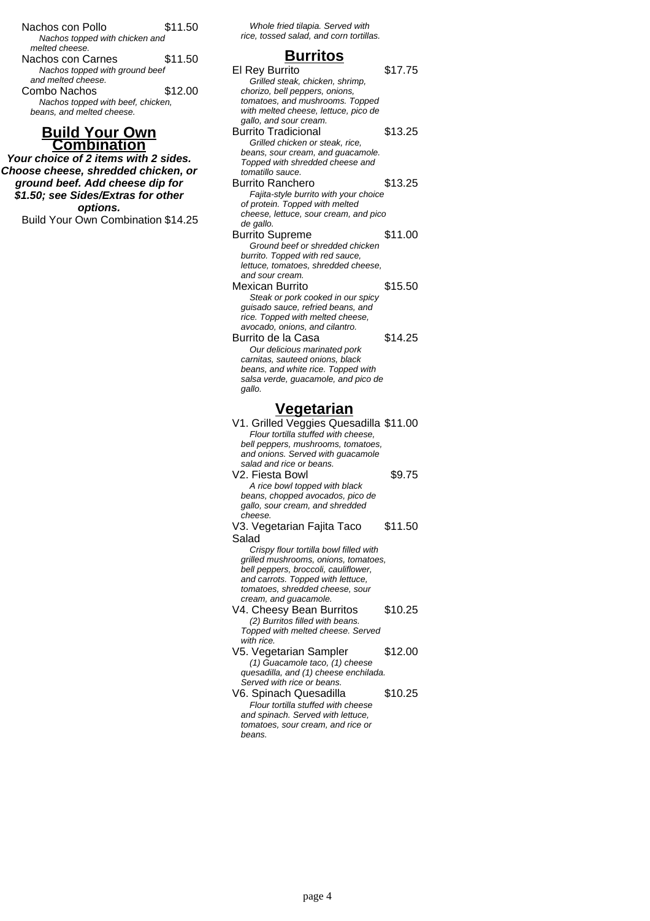Nachos con Pollo $11.50

*Nachos topped with chicken and melted cheese.*

Nachos con Carnes $11.50

*Nachos topped with ground beef and melted cheese.*

Combo Nachos $12.00

*Nachos topped with beef, chicken, beans, and melted cheese.*

## Build Your Own Combination

***Your choice of 2 items with 2 sides. Choose cheese, shredded chicken, or ground beef. Add cheese dip for $1.50; see Sides/Extras for other options.***

Build Your Own Combination $14.25

*Whole fried tilapia. Served with rice, tossed salad, and corn tortillas.*

## Burritos

El Rey Burrito $17.75

*Grilled steak, chicken, shrimp, chorizo, bell peppers, onions, tomatoes, and mushrooms. Topped with melted cheese, lettuce, pico de gallo, and sour cream.*

Burrito Tradicional $13.25

*Grilled chicken or steak, rice, beans, sour cream, and guacamole. Topped with shredded cheese and tomatillo sauce.*

Burrito Ranchero $13.25

*Fajita-style burrito with your choice of protein. Topped with melted cheese, lettuce, sour cream, and pico de gallo.*

Burrito Supreme $11.00

*Ground beef or shredded chicken burrito. Topped with red sauce, lettuce, tomatoes, shredded cheese, and sour cream.*

Mexican Burrito $15.50

*Steak or pork cooked in our spicy guisado sauce, refried beans, and rice. Topped with melted cheese, avocado, onions, and cilantro.*

Burrito de la Casa $14.25

*Our delicious marinated pork carnitas, sauteed onions, black beans, and white rice. Topped with salsa verde, guacamole, and pico de gallo.*

## Vegetarian

V1. Grilled Veggies Quesadilla $11.00

*Flour tortilla stuffed with cheese, bell peppers, mushrooms, tomatoes, and onions. Served with guacamole salad and rice or beans.*

V2. Fiesta Bowl $9.75

*A rice bowl topped with black beans, chopped avocados, pico de gallo, sour cream, and shredded cheese.*

V3. Vegetarian Fajita Taco Salad $11.50

*Crispy flour tortilla bowl filled with grilled mushrooms, onions, tomatoes, bell peppers, broccoli, cauliflower, and carrots. Topped with lettuce, tomatoes, shredded cheese, sour cream, and guacamole.*

V4. Cheesy Bean Burritos $10.25

*(2) Burritos filled with beans. Topped with melted cheese. Served with rice.*

V5. Vegetarian Sampler $12.00

*(1) Guacamole taco, (1) cheese quesadilla, and (1) cheese enchilada. Served with rice or beans.*

V6. Spinach Quesadilla $10.25

*Flour tortilla stuffed with cheese and spinach. Served with lettuce, tomatoes, sour cream, and rice or beans.*